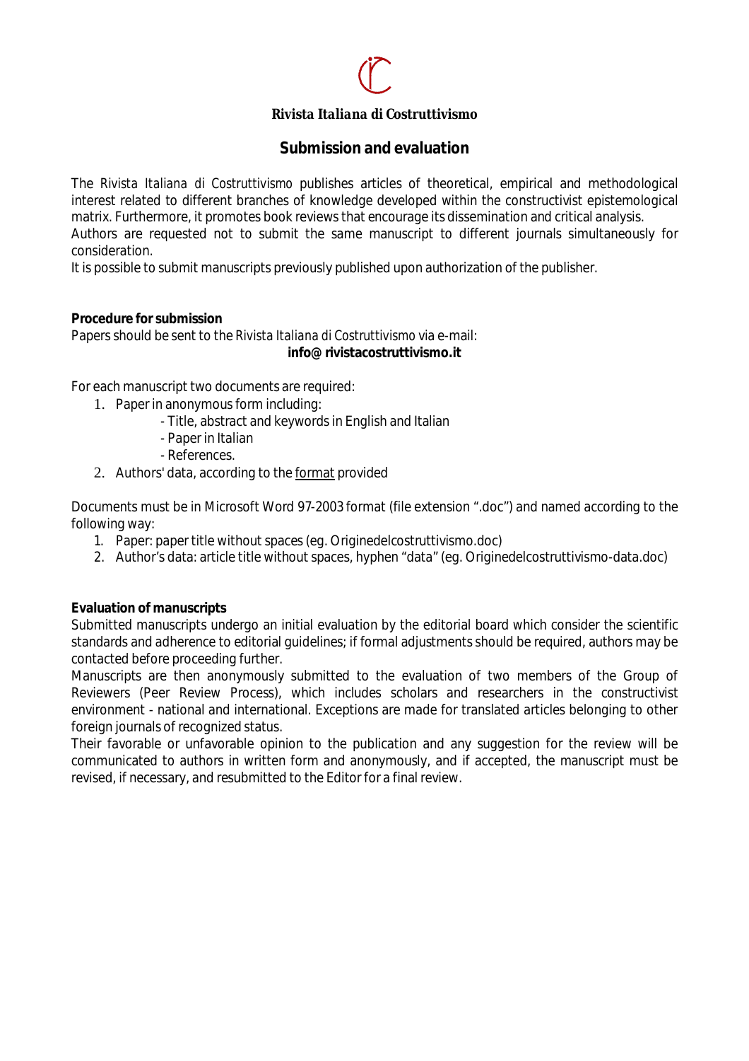**Rivista Italiana di Costruttivismo**

## Submission and evaluation

The *Rivista Italiana di Costruttivismo* publishes articles of theoretical, empirical and methodological interest related to different branches of knowledge developed within the constructivist epistemological matrix. Furthermore, it promotes book reviews that encourage its dissemination and critical analysis.
Authors are requested not to submit the same manuscript to different journals simultaneously for consideration.
It is possible to submit manuscripts previously published upon authorization of the publisher.

**Procedure for submission**
Papers should be sent to the *Rivista Italiana di Costruttivismo* via e-mail:
**info@ rivistacostruttivismo.it**

For each manuscript two documents are required:

1. Paper in anonymous form including:
   - Title, abstract and keywords in English and Italian
   - Paper in Italian
   - References.
2. Authors' data, according to the format provided

Documents must be in Microsoft Word 97-2003 format (file extension ".doc") and named according to the following way:

1. Paper: paper title without spaces (eg. Originedelcostruttivismo.doc)
2. Author's data: article title without spaces, hyphen "data" (eg. Originedelcostruttivismo-data.doc)

**Evaluation of manuscripts**
Submitted manuscripts undergo an initial evaluation by the editorial board which consider the scientific standards and adherence to editorial guidelines; if formal adjustments should be required, authors may be contacted before proceeding further.
Manuscripts are then anonymously submitted to the evaluation of two members of the Group of Reviewers (Peer Review Process), which includes scholars and researchers in the constructivist environment - national and international. Exceptions are made for translated articles belonging to other foreign journals of recognized status.
Their favorable or unfavorable opinion to the publication and any suggestion for the review will be communicated to authors in written form and anonymously, and if accepted, the manuscript must be revised, if necessary, and resubmitted to the Editor for a final review.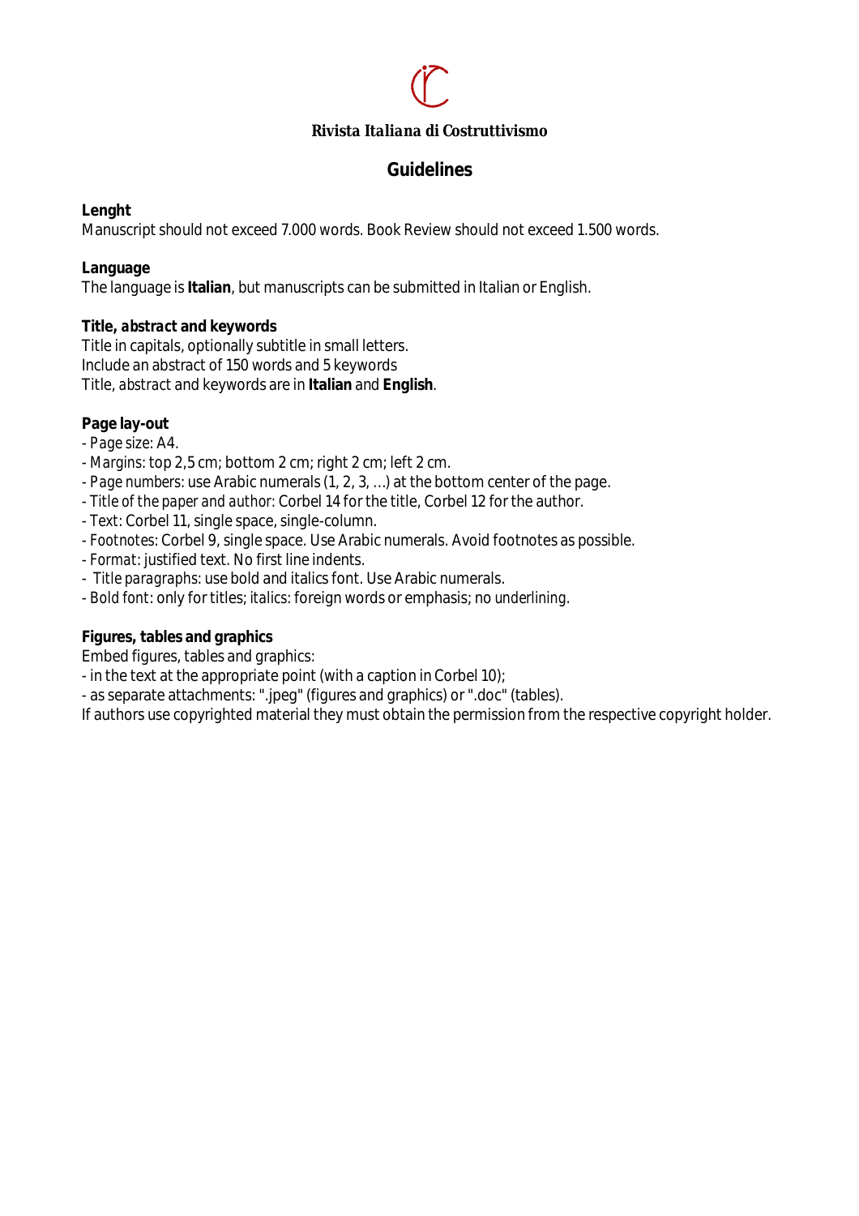**Rivista Italiana di Costruttivismo**

## Guidelines

**Lenght**
Manuscript should not exceed 7.000 words. Book Review should not exceed 1.500 words.

**Language**
The language is **Italian**, but manuscripts can be submitted in Italian or English.

**Title, *abstract* and keywords**
Title in capitals, optionally subtitle in small letters.
Include an abstract of 150 words and 5 keywords
Title, *abstract* and keywords are in **Italian** and **English**.

**Page lay-out**
- *Page size*: A4.
- *Margins*: top 2,5 cm; bottom 2 cm; right 2 cm; left 2 cm.
- *Page numbers*: use Arabic numerals (1, 2, 3, …) at the bottom center of the page.
- *Title of the paper and author*: Corbel 14 for the title, Corbel 12 for the author.
- *Text*: Corbel 11, single space, single-column.
- *Footnotes*: Corbel 9, single space. Use Arabic numerals. Avoid footnotes as possible.
- *Format*: justified text. No first line indents.
- *Title paragraphs*: use bold and italics font. Use Arabic numerals.
- *Bold font*: only for titles; *italics*: foreign words or emphasis; no *underlining*.

**Figures, tables and graphics**
Embed figures, tables and graphics:
- in the text at the appropriate point (with a caption in Corbel 10);
- as separate attachments: ".jpeg" (figures and graphics) or ".doc" (tables).
If authors use copyrighted material they must obtain the permission from the respective copyright holder.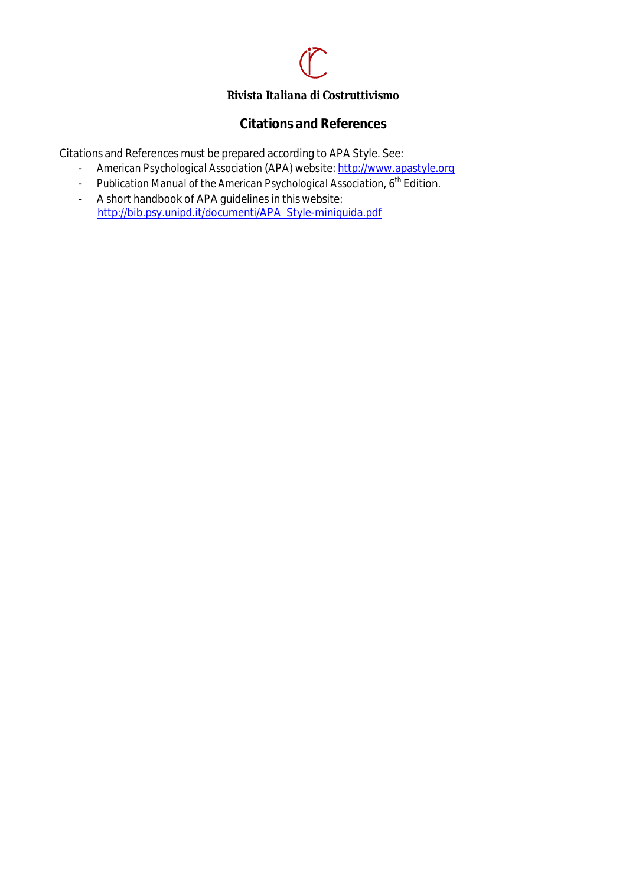**Rivista Italiana di Costruttivismo**

## Citations and References

Citations and References must be prepared according to APA Style. See:

- American Psychological Association (APA) website: http://www.apastyle.org
- *Publication Manual of the American Psychological Association*, 6th Edition.
- A short handbook of APA guidelines in this website: http://bib.psy.unipd.it/documenti/APA_Style-miniguida.pdf